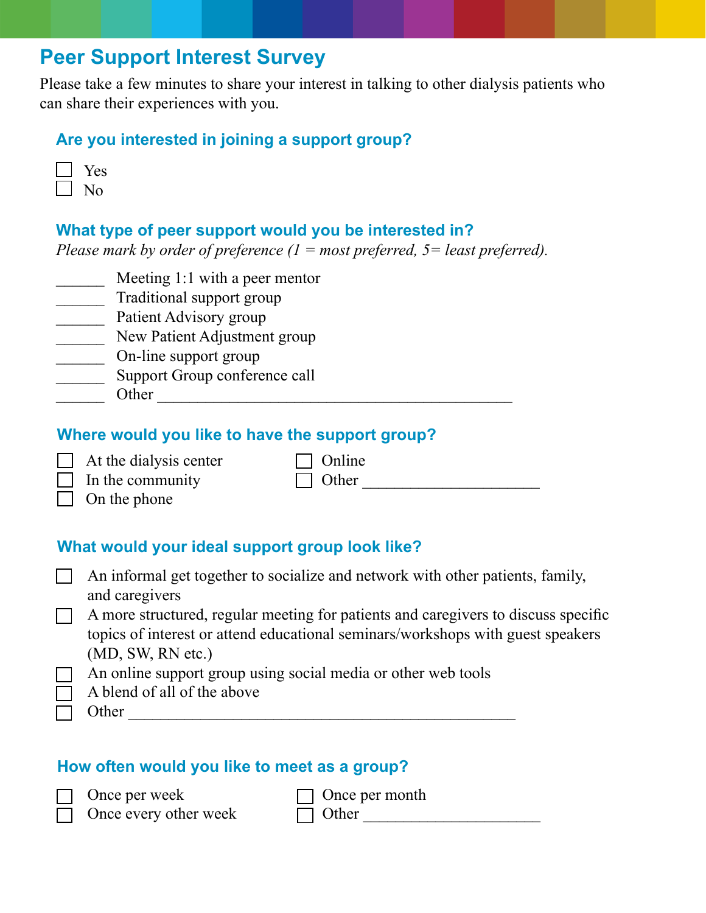# Peer Support Interest Survey

Please take a few minutes to share your interest in talking to other dialysis patients who can share their experiences with you.

## Are you interested in joining a support group?

- ☐ Yes
- ☐ No

## What type of peer support would you be interested in?

*Please mark by order of preference (1 = most preferred, 5= least preferred).*

______ Meeting 1:1 with a peer mentor
______ Traditional support group
______ Patient Advisory group
______ New Patient Adjustment group
______ On-line support group
______ Support Group conference call
______ Other ____________________________________________

## Where would you like to have the support group?

- ☐ At the dialysis center
- ☐ In the community
- ☐ On the phone
- ☐ Online
- ☐ Other ______________________

## What would your ideal support group look like?

- ☐ An informal get together to socialize and network with other patients, family, and caregivers
- ☐ A more structured, regular meeting for patients and caregivers to discuss specific topics of interest or attend educational seminars/workshops with guest speakers (MD, SW, RN etc.)
- ☐ An online support group using social media or other web tools
- ☐ A blend of all of the above
- ☐ Other ________________________________________________

## How often would you like to meet as a group?

- ☐ Once per week
- ☐ Once every other week
- ☐ Once per month
- ☐ Other ______________________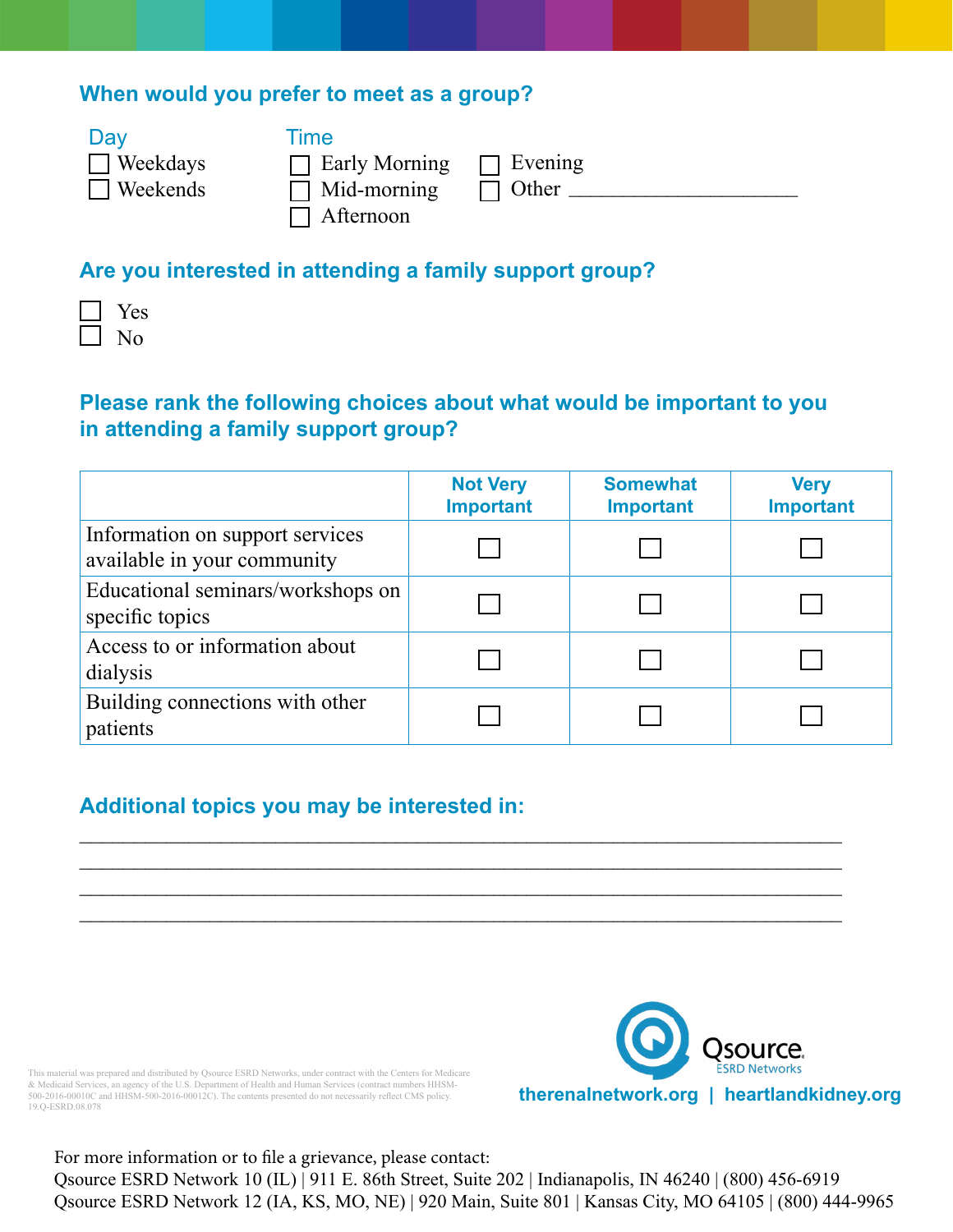## When would you prefer to meet as a group?

**Day**

- ☐ Weekdays
- ☐ Weekends

**Time**

- ☐ Early Morning
- ☐ Mid-morning
- ☐ Afternoon
- ☐ Evening
- ☐ Other ______________________

## Are you interested in attending a family support group?

- ☐ Yes
- ☐ No

## Please rank the following choices about what would be important to you in attending a family support group?

| | Not Very Important | Somewhat Important | Very Important |
|---|---|---|---|
| Information on support services available in your community | ☐ | ☐ | ☐ |
| Educational seminars/workshops on specific topics | ☐ | ☐ | ☐ |
| Access to or information about dialysis | ☐ | ☐ | ☐ |
| Building connections with other patients | ☐ | ☐ | ☐ |

## Additional topics you may be interested in:

__________________________________________________________________________

__________________________________________________________________________

__________________________________________________________________________

__________________________________________________________________________

This material was prepared and distributed by Qsource ESRD Networks, under contract with the Centers for Medicare & Medicaid Services, an agency of the U.S. Department of Health and Human Services (contract numbers HHSM-500-2016-00010C and HHSM-500-2016-00012C). The contents presented do not necessarily reflect CMS policy. 19.Q-ESRD.08.078

Qsource ESRD Networks

**therenalnetwork.org | heartlandkidney.org**

For more information or to file a grievance, please contact:
Qsource ESRD Network 10 (IL) | 911 E. 86th Street, Suite 202 | Indianapolis, IN 46240 | (800) 456-6919
Qsource ESRD Network 12 (IA, KS, MO, NE) | 920 Main, Suite 801 | Kansas City, MO 64105 | (800) 444-9965